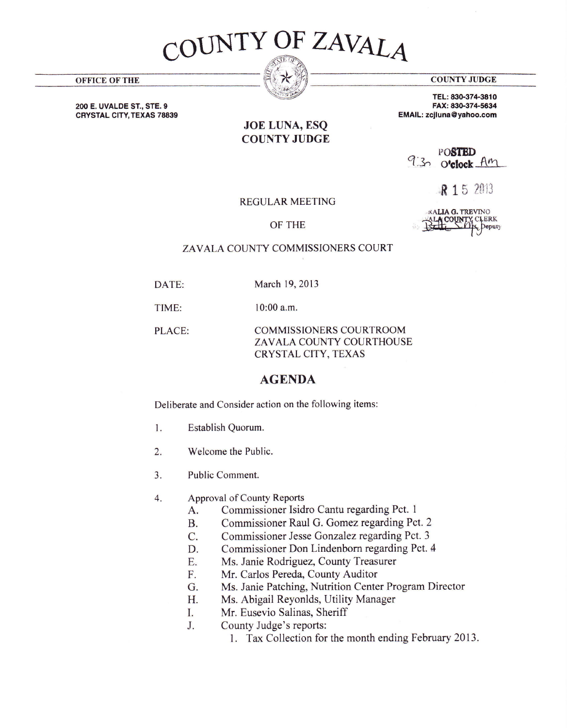# COUNTY OF ZAVALA

**OFFICE OF THE** **COUNTY JUDGE**

**200 E. UVALDE ST., STE. 9**
**CRYSTAL CITY, TEXAS 78839**

**TEL: 830-374-3810**
**FAX: 830-374-5634**
**EMAIL: zcjluna@yahoo.com**

## JOE LUNA, ESQ
## COUNTY JUDGE

POSTED
9:30 O'clock AM

R 15 2013

ALIA G. TREVINO
ALA COUNTY CLERK
Deputy

REGULAR MEETING

OF THE

ZAVALA COUNTY COMMISSIONERS COURT

DATE: March 19, 2013

TIME: 10:00 a.m.

PLACE: COMMISSIONERS COURTROOM
ZAVALA COUNTY COURTHOUSE
CRYSTAL CITY, TEXAS

## AGENDA

Deliberate and Consider action on the following items:

1. Establish Quorum.

2. Welcome the Public.

3. Public Comment.

4. Approval of County Reports
   - A. Commissioner Isidro Cantu regarding Pct. 1
   - B. Commissioner Raul G. Gomez regarding Pct. 2
   - C. Commissioner Jesse Gonzalez regarding Pct. 3
   - D. Commissioner Don Lindenborn regarding Pct. 4
   - E. Ms. Janie Rodriguez, County Treasurer
   - F. Mr. Carlos Pereda, County Auditor
   - G. Ms. Janie Patching, Nutrition Center Program Director
   - H. Ms. Abigail Reyonlds, Utility Manager
   - I. Mr. Eusevio Salinas, Sheriff
   - J. County Judge's reports:
     1. Tax Collection for the month ending February 2013.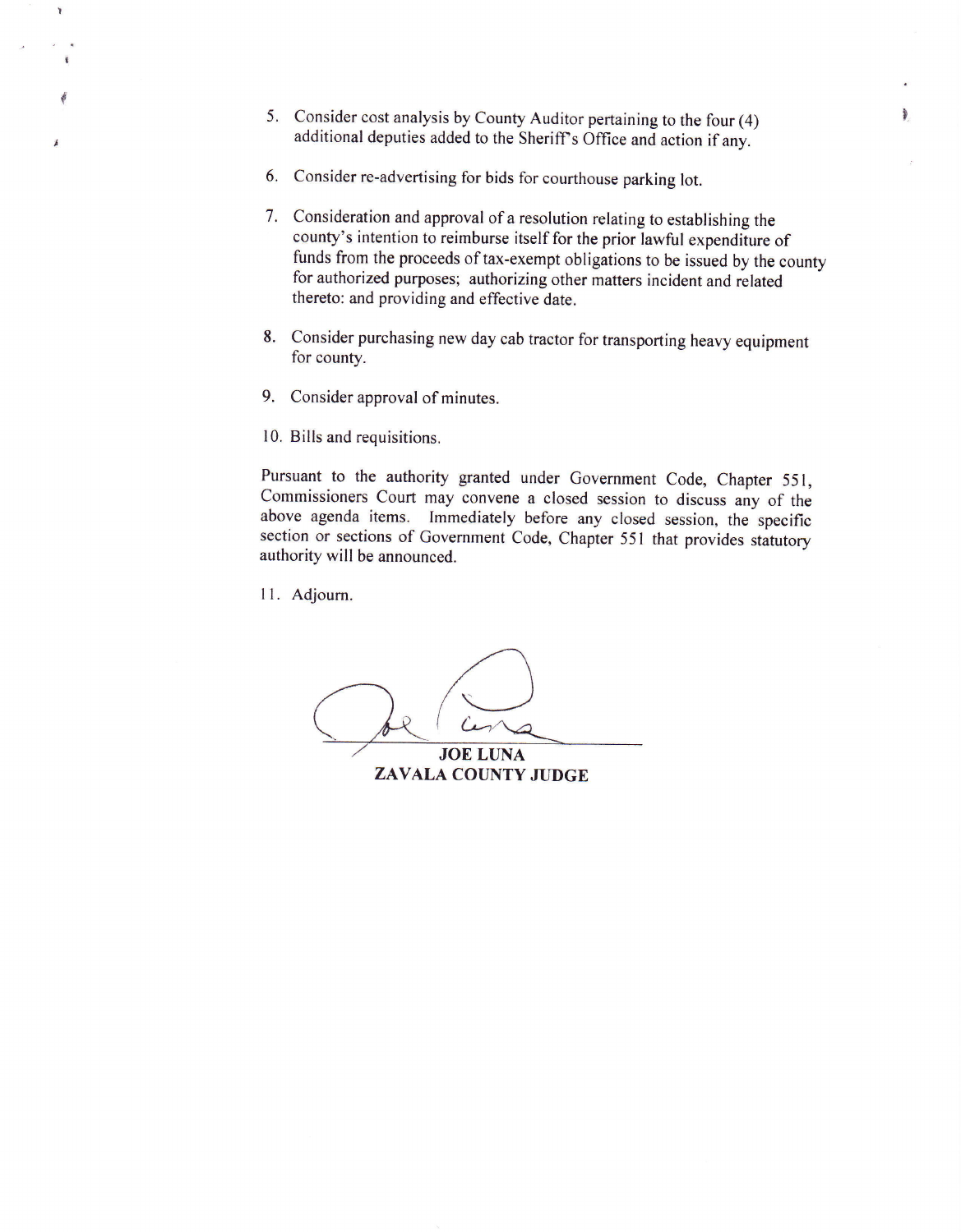5. Consider cost analysis by County Auditor pertaining to the four (4) additional deputies added to the Sheriff's Office and action if any.

6. Consider re-advertising for bids for courthouse parking lot.

7. Consideration and approval of a resolution relating to establishing the county's intention to reimburse itself for the prior lawful expenditure of funds from the proceeds of tax-exempt obligations to be issued by the county for authorized purposes; authorizing other matters incident and related thereto: and providing and effective date.

8. Consider purchasing new day cab tractor for transporting heavy equipment for county.

9. Consider approval of minutes.

10. Bills and requisitions.

Pursuant to the authority granted under Government Code, Chapter 551, Commissioners Court may convene a closed session to discuss any of the above agenda items. Immediately before any closed session, the specific section or sections of Government Code, Chapter 551 that provides statutory authority will be announced.

11. Adjourn.

**JOE LUNA**
**ZAVALA COUNTY JUDGE**